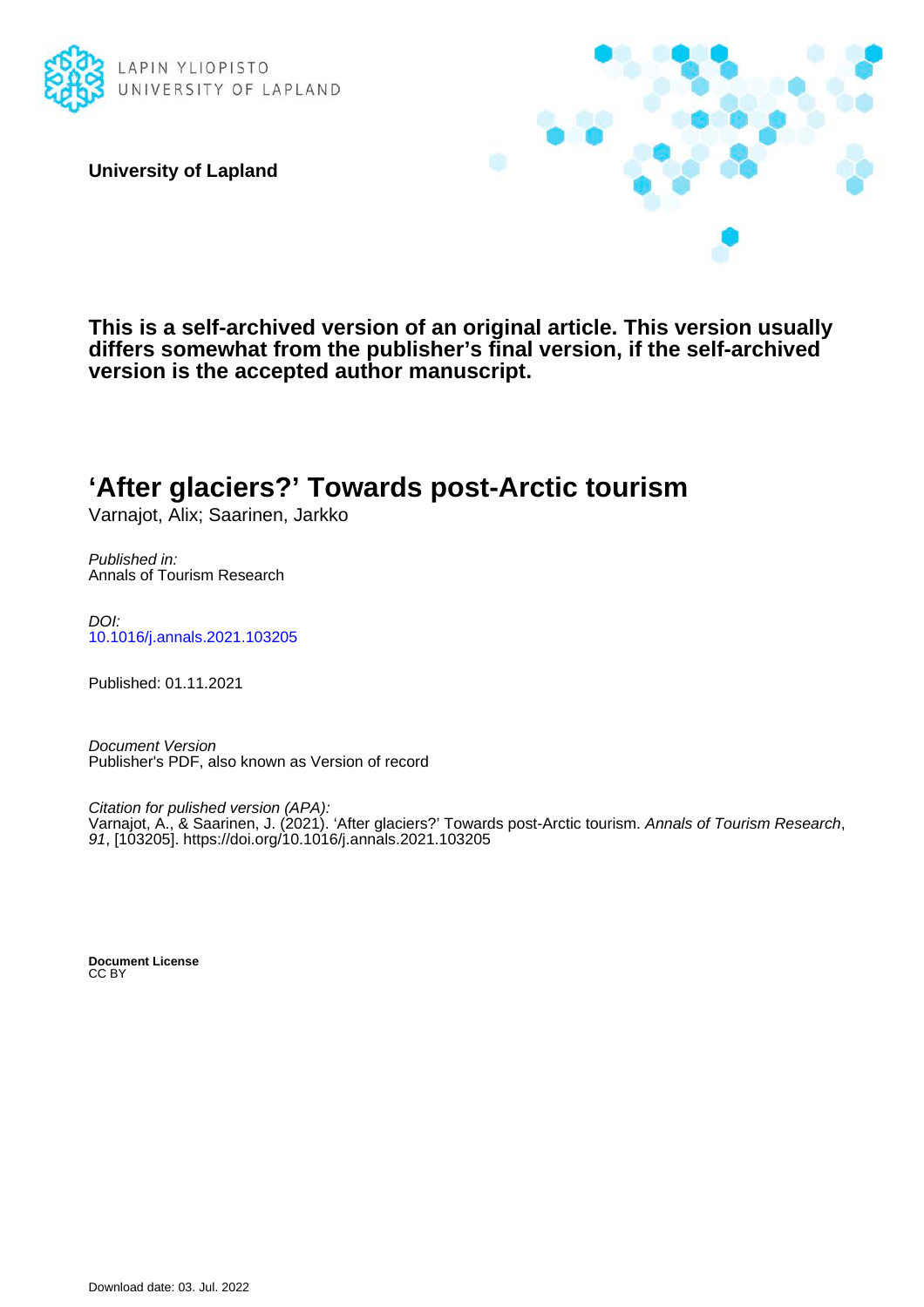LAPIN YLIOPISTO
UNIVERSITY OF LAPLAND

**University of Lapland**

**This is a self-archived version of an original article. This version usually differs somewhat from the publisher's final version, if the self-archived version is the accepted author manuscript.**

# 'After glaciers?' Towards post-Arctic tourism

Varnajot, Alix; Saarinen, Jarkko

*Published in:*
Annals of Tourism Research

*DOI:*
10.1016/j.annals.2021.103205

Published: 01.11.2021

*Document Version*
Publisher's PDF, also known as Version of record

*Citation for pulished version (APA):*
Varnajot, A., & Saarinen, J. (2021). 'After glaciers?' Towards post-Arctic tourism. *Annals of Tourism Research*, *91*, [103205]. https://doi.org/10.1016/j.annals.2021.103205

**Document License**
CC BY

Download date: 03. Jul. 2022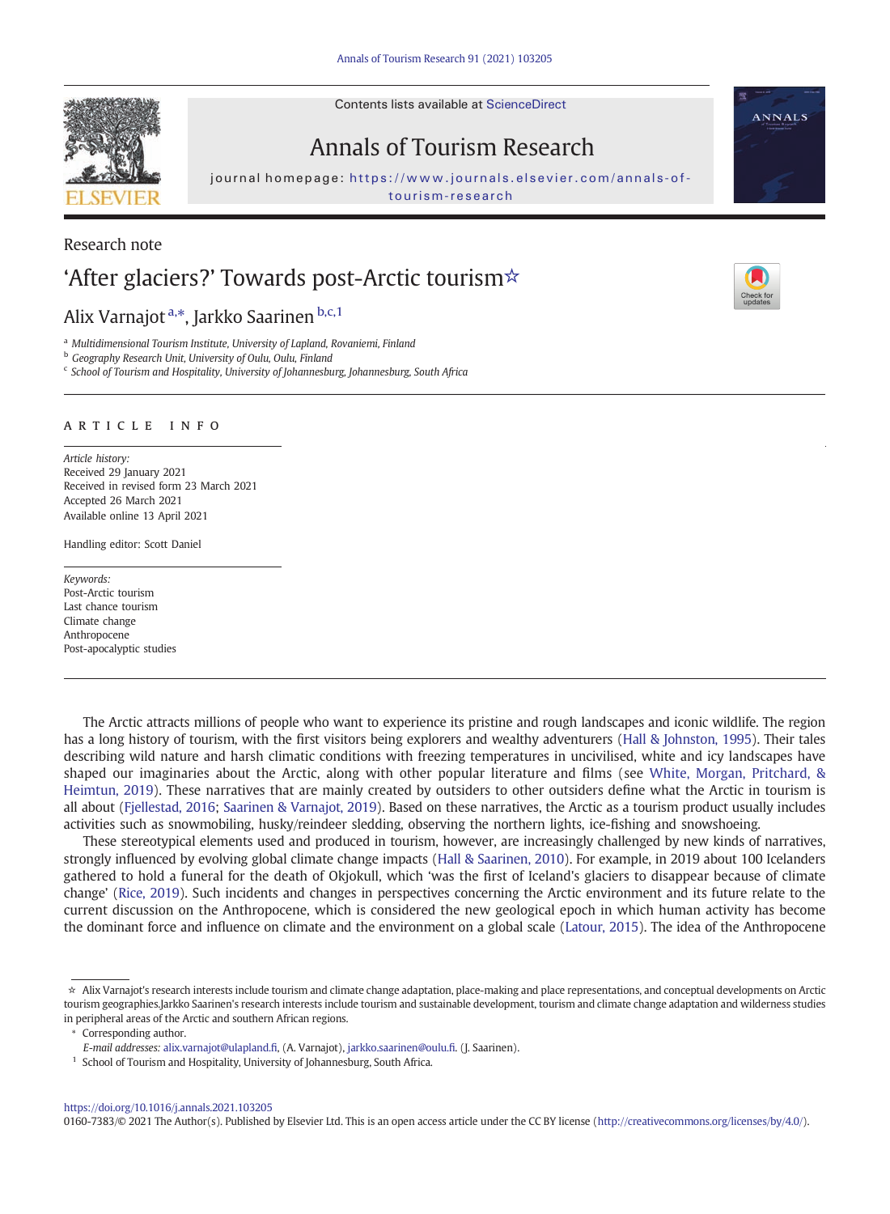Research note

# 'After glaciers?' Towards post-Arctic tourism☆

Alix Varnajot [a,*], Jarkko Saarinen [b,c,1]

[a] Multidimensional Tourism Institute, University of Lapland, Rovaniemi, Finland
[b] Geography Research Unit, University of Oulu, Oulu, Finland
[c] School of Tourism and Hospitality, University of Johannesburg, Johannesburg, South Africa

ARTICLE INFO

*Article history:*
Received 29 January 2021
Received in revised form 23 March 2021
Accepted 26 March 2021
Available online 13 April 2021

Handling editor: Scott Daniel

*Keywords:*
Post-Arctic tourism
Last chance tourism
Climate change
Anthropocene
Post-apocalyptic studies

The Arctic attracts millions of people who want to experience its pristine and rough landscapes and iconic wildlife. The region has a long history of tourism, with the first visitors being explorers and wealthy adventurers (Hall & Johnston, 1995). Their tales describing wild nature and harsh climatic conditions with freezing temperatures in uncivilised, white and icy landscapes have shaped our imaginaries about the Arctic, along with other popular literature and films (see White, Morgan, Pritchard, & Heimtun, 2019). These narratives that are mainly created by outsiders to other outsiders define what the Arctic in tourism is all about (Fjellestad, 2016; Saarinen & Varnajot, 2019). Based on these narratives, the Arctic as a tourism product usually includes activities such as snowmobiling, husky/reindeer sledding, observing the northern lights, ice-fishing and snowshoeing.

These stereotypical elements used and produced in tourism, however, are increasingly challenged by new kinds of narratives, strongly influenced by evolving global climate change impacts (Hall & Saarinen, 2010). For example, in 2019 about 100 Icelanders gathered to hold a funeral for the death of Okjokull, which 'was the first of Iceland's glaciers to disappear because of climate change' (Rice, 2019). Such incidents and changes in perspectives concerning the Arctic environment and its future relate to the current discussion on the Anthropocene, which is considered the new geological epoch in which human activity has become the dominant force and influence on climate and the environment on a global scale (Latour, 2015). The idea of the Anthropocene

☆ Alix Varnajot's research interests include tourism and climate change adaptation, place-making and place representations, and conceptual developments on Arctic tourism geographies.Jarkko Saarinen's research interests include tourism and sustainable development, tourism and climate change adaptation and wilderness studies in peripheral areas of the Arctic and southern African regions.

\* Corresponding author.
*E-mail addresses:* alix.varnajot@ulapland.fi, (A. Varnajot), jarkko.saarinen@oulu.fi. (J. Saarinen).

[1] School of Tourism and Hospitality, University of Johannesburg, South Africa.

https://doi.org/10.1016/j.annals.2021.103205
0160-7383/© 2021 The Author(s). Published by Elsevier Ltd. This is an open access article under the CC BY license (http://creativecommons.org/licenses/by/4.0/).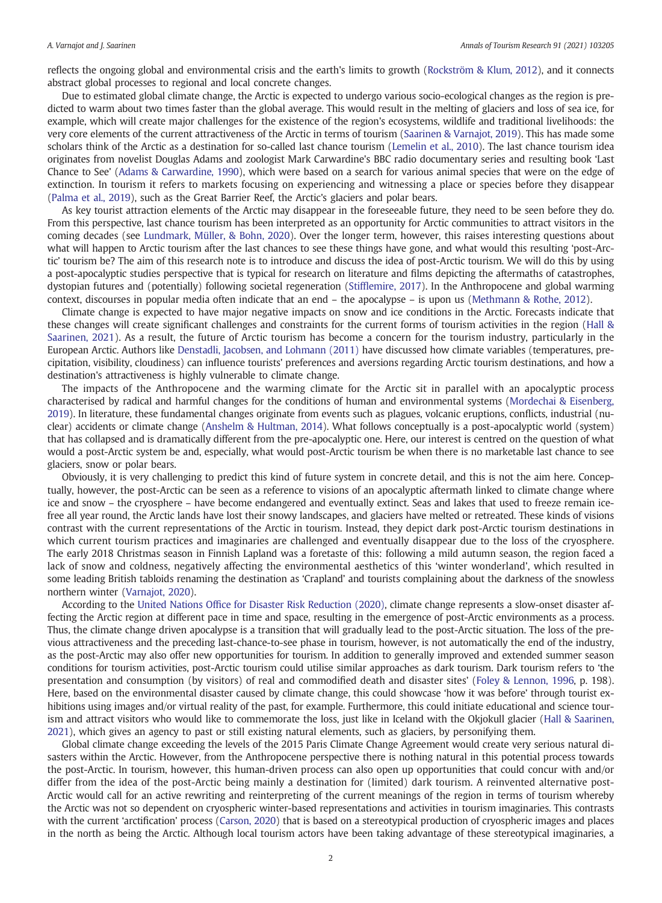reflects the ongoing global and environmental crisis and the earth's limits to growth (Rockström & Klum, 2012), and it connects abstract global processes to regional and local concrete changes.

Due to estimated global climate change, the Arctic is expected to undergo various socio-ecological changes as the region is predicted to warm about two times faster than the global average. This would result in the melting of glaciers and loss of sea ice, for example, which will create major challenges for the existence of the region's ecosystems, wildlife and traditional livelihoods: the very core elements of the current attractiveness of the Arctic in terms of tourism (Saarinen & Varnajot, 2019). This has made some scholars think of the Arctic as a destination for so-called last chance tourism (Lemelin et al., 2010). The last chance tourism idea originates from novelist Douglas Adams and zoologist Mark Carwardine's BBC radio documentary series and resulting book 'Last Chance to See' (Adams & Carwardine, 1990), which were based on a search for various animal species that were on the edge of extinction. In tourism it refers to markets focusing on experiencing and witnessing a place or species before they disappear (Palma et al., 2019), such as the Great Barrier Reef, the Arctic's glaciers and polar bears.

As key tourist attraction elements of the Arctic may disappear in the foreseeable future, they need to be seen before they do. From this perspective, last chance tourism has been interpreted as an opportunity for Arctic communities to attract visitors in the coming decades (see Lundmark, Müller, & Bohn, 2020). Over the longer term, however, this raises interesting questions about what will happen to Arctic tourism after the last chances to see these things have gone, and what would this resulting 'post-Arctic' tourism be? The aim of this research note is to introduce and discuss the idea of post-Arctic tourism. We will do this by using a post-apocalyptic studies perspective that is typical for research on literature and films depicting the aftermaths of catastrophes, dystopian futures and (potentially) following societal regeneration (Stifflemire, 2017). In the Anthropocene and global warming context, discourses in popular media often indicate that an end – the apocalypse – is upon us (Methmann & Rothe, 2012).

Climate change is expected to have major negative impacts on snow and ice conditions in the Arctic. Forecasts indicate that these changes will create significant challenges and constraints for the current forms of tourism activities in the region (Hall & Saarinen, 2021). As a result, the future of Arctic tourism has become a concern for the tourism industry, particularly in the European Arctic. Authors like Denstadli, Jacobsen, and Lohmann (2011) have discussed how climate variables (temperatures, precipitation, visibility, cloudiness) can influence tourists' preferences and aversions regarding Arctic tourism destinations, and how a destination's attractiveness is highly vulnerable to climate change.

The impacts of the Anthropocene and the warming climate for the Arctic sit in parallel with an apocalyptic process characterised by radical and harmful changes for the conditions of human and environmental systems (Mordechai & Eisenberg, 2019). In literature, these fundamental changes originate from events such as plagues, volcanic eruptions, conflicts, industrial (nuclear) accidents or climate change (Anshelm & Hultman, 2014). What follows conceptually is a post-apocalyptic world (system) that has collapsed and is dramatically different from the pre-apocalyptic one. Here, our interest is centred on the question of what would a post-Arctic system be and, especially, what would post-Arctic tourism be when there is no marketable last chance to see glaciers, snow or polar bears.

Obviously, it is very challenging to predict this kind of future system in concrete detail, and this is not the aim here. Conceptually, however, the post-Arctic can be seen as a reference to visions of an apocalyptic aftermath linked to climate change where ice and snow – the cryosphere – have become endangered and eventually extinct. Seas and lakes that used to freeze remain ice-free all year round, the Arctic lands have lost their snowy landscapes, and glaciers have melted or retreated. These kinds of visions contrast with the current representations of the Arctic in tourism. Instead, they depict dark post-Arctic tourism destinations in which current tourism practices and imaginaries are challenged and eventually disappear due to the loss of the cryosphere. The early 2018 Christmas season in Finnish Lapland was a foretaste of this: following a mild autumn season, the region faced a lack of snow and coldness, negatively affecting the environmental aesthetics of this 'winter wonderland', which resulted in some leading British tabloids renaming the destination as 'Crapland' and tourists complaining about the darkness of the snowless northern winter (Varnajot, 2020).

According to the United Nations Office for Disaster Risk Reduction (2020), climate change represents a slow-onset disaster affecting the Arctic region at different pace in time and space, resulting in the emergence of post-Arctic environments as a process. Thus, the climate change driven apocalypse is a transition that will gradually lead to the post-Arctic situation. The loss of the previous attractiveness and the preceding last-chance-to-see phase in tourism, however, is not automatically the end of the industry, as the post-Arctic may also offer new opportunities for tourism. In addition to generally improved and extended summer season conditions for tourism activities, post-Arctic tourism could utilise similar approaches as dark tourism. Dark tourism refers to 'the presentation and consumption (by visitors) of real and commodified death and disaster sites' (Foley & Lennon, 1996, p. 198). Here, based on the environmental disaster caused by climate change, this could showcase 'how it was before' through tourist exhibitions using images and/or virtual reality of the past, for example. Furthermore, this could initiate educational and science tourism and attract visitors who would like to commemorate the loss, just like in Iceland with the Okjokull glacier (Hall & Saarinen, 2021), which gives an agency to past or still existing natural elements, such as glaciers, by personifying them.

Global climate change exceeding the levels of the 2015 Paris Climate Change Agreement would create very serious natural disasters within the Arctic. However, from the Anthropocene perspective there is nothing natural in this potential process towards the post-Arctic. In tourism, however, this human-driven process can also open up opportunities that could concur with and/or differ from the idea of the post-Arctic being mainly a destination for (limited) dark tourism. A reinvented alternative post-Arctic would call for an active rewriting and reinterpreting of the current meanings of the region in terms of tourism whereby the Arctic was not so dependent on cryospheric winter-based representations and activities in tourism imaginaries. This contrasts with the current 'arctification' process (Carson, 2020) that is based on a stereotypical production of cryospheric images and places in the north as being the Arctic. Although local tourism actors have been taking advantage of these stereotypical imaginaries, a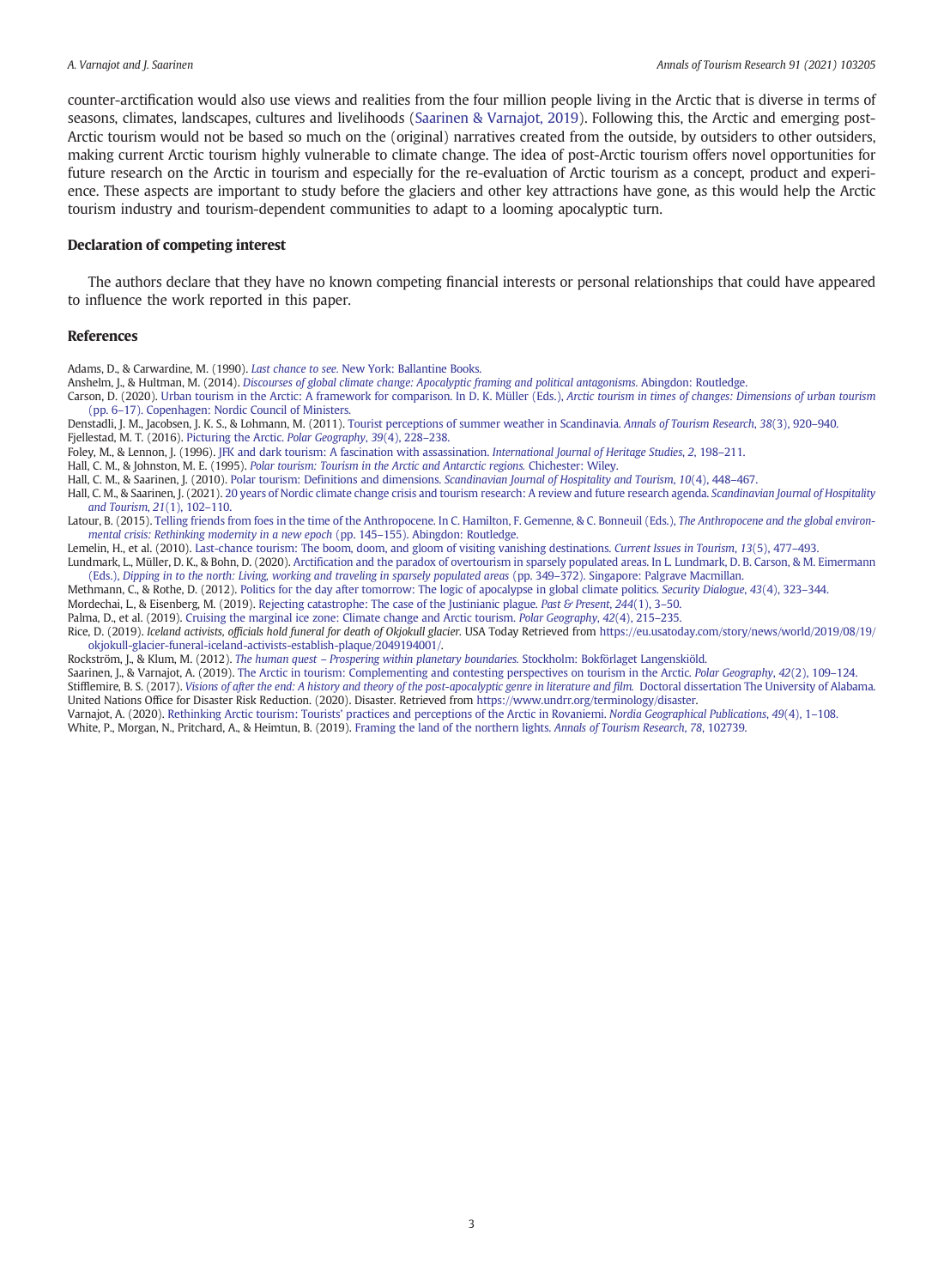counter-arctification would also use views and realities from the four million people living in the Arctic that is diverse in terms of seasons, climates, landscapes, cultures and livelihoods (Saarinen & Varnajot, 2019). Following this, the Arctic and emerging post-Arctic tourism would not be based so much on the (original) narratives created from the outside, by outsiders to other outsiders, making current Arctic tourism highly vulnerable to climate change. The idea of post-Arctic tourism offers novel opportunities for future research on the Arctic in tourism and especially for the re-evaluation of Arctic tourism as a concept, product and experience. These aspects are important to study before the glaciers and other key attractions have gone, as this would help the Arctic tourism industry and tourism-dependent communities to adapt to a looming apocalyptic turn.

## Declaration of competing interest

The authors declare that they have no known competing financial interests or personal relationships that could have appeared to influence the work reported in this paper.

## References

Adams, D., & Carwardine, M. (1990). *Last chance to see*. New York: Ballantine Books.
Anshelm, J., & Hultman, M. (2014). *Discourses of global climate change: Apocalyptic framing and political antagonisms*. Abingdon: Routledge.
Carson, D. (2020). Urban tourism in the Arctic: A framework for comparison. In D. K. Müller (Eds.), *Arctic tourism in times of changes: Dimensions of urban tourism* (pp. 6–17). Copenhagen: Nordic Council of Ministers.
Denstadli, J. M., Jacobsen, J. K. S., & Lohmann, M. (2011). Tourist perceptions of summer weather in Scandinavia. *Annals of Tourism Research*, *38*(3), 920–940.
Fjellestad, M. T. (2016). Picturing the Arctic. *Polar Geography*, *39*(4), 228–238.
Foley, M., & Lennon, J. (1996). JFK and dark tourism: A fascination with assassination. *International Journal of Heritage Studies*, *2*, 198–211.
Hall, C. M., & Johnston, M. E. (1995). *Polar tourism: Tourism in the Arctic and Antarctic regions*. Chichester: Wiley.
Hall, C. M., & Saarinen, J. (2010). Polar tourism: Definitions and dimensions. *Scandinavian Journal of Hospitality and Tourism*, *10*(4), 448–467.
Hall, C. M., & Saarinen, J. (2021). 20 years of Nordic climate change crisis and tourism research: A review and future research agenda. *Scandinavian Journal of Hospitality and Tourism*, *21*(1), 102–110.
Latour, B. (2015). Telling friends from foes in the time of the Anthropocene. In C. Hamilton, F. Gemenne, & C. Bonneuil (Eds.), *The Anthropocene and the global environmental crisis: Rethinking modernity in a new epoch* (pp. 145–155). Abingdon: Routledge.
Lemelin, H., et al. (2010). Last-chance tourism: The boom, doom, and gloom of visiting vanishing destinations. *Current Issues in Tourism*, *13*(5), 477–493.
Lundmark, L., Müller, D. K., & Bohn, D. (2020). Arctification and the paradox of overtourism in sparsely populated areas. In L. Lundmark, D. B. Carson, & M. Eimermann (Eds.), *Dipping in to the north: Living, working and traveling in sparsely populated areas* (pp. 349–372). Singapore: Palgrave Macmillan.
Methmann, C., & Rothe, D. (2012). Politics for the day after tomorrow: The logic of apocalypse in global climate politics. *Security Dialogue*, *43*(4), 323–344.
Mordechai, L., & Eisenberg, M. (2019). Rejecting catastrophe: The case of the Justinianic plague. *Past & Present*, *244*(1), 3–50.
Palma, D., et al. (2019). Cruising the marginal ice zone: Climate change and Arctic tourism. *Polar Geography*, *42*(4), 215–235.
Rice, D. (2019). *Iceland activists, officials hold funeral for death of Okjokull glacier*. USA Today Retrieved from https://eu.usatoday.com/story/news/world/2019/08/19/okjokull-glacier-funeral-iceland-activists-establish-plaque/2049194001/.
Rockström, J., & Klum, M. (2012). *The human quest – Prospering within planetary boundaries*. Stockholm: Bokförlaget Langenskiöld.
Saarinen, J., & Varnajot, A. (2019). The Arctic in tourism: Complementing and contesting perspectives on tourism in the Arctic. *Polar Geography*, *42*(2), 109–124.
Stifflemire, B. S. (2017). *Visions of after the end: A history and theory of the post-apocalyptic genre in literature and film*. Doctoral dissertation The University of Alabama.
United Nations Office for Disaster Risk Reduction. (2020). Disaster. Retrieved from https://www.undrr.org/terminology/disaster.
Varnajot, A. (2020). Rethinking Arctic tourism: Tourists' practices and perceptions of the Arctic in Rovaniemi. *Nordia Geographical Publications*, *49*(4), 1–108.
White, P., Morgan, N., Pritchard, A., & Heimtun, B. (2019). Framing the land of the northern lights. *Annals of Tourism Research*, *78*, 102739.